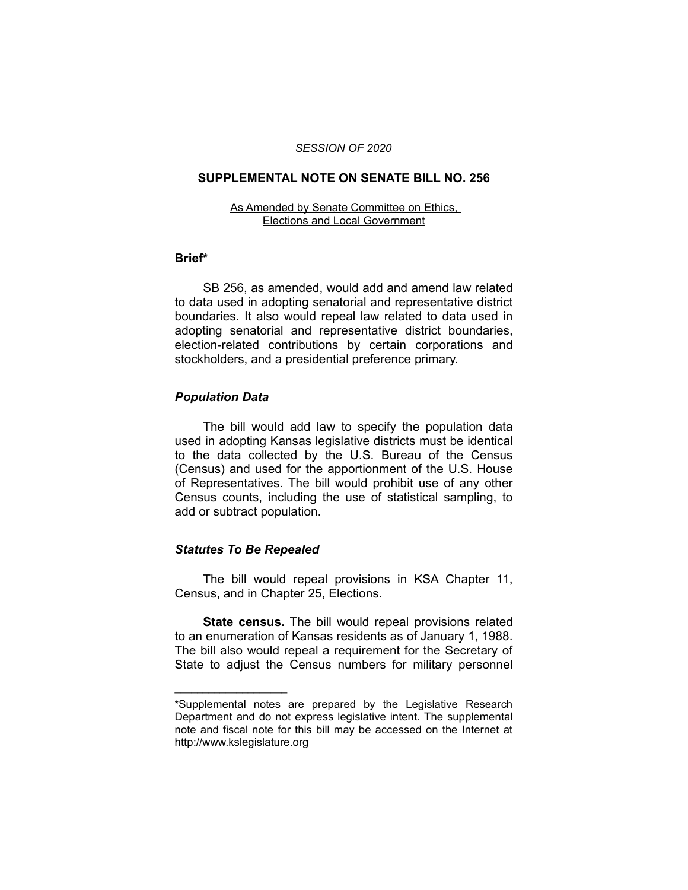*SESSION OF 2020*

**SUPPLEMENTAL NOTE ON SENATE BILL NO. 256**

As Amended by Senate Committee on Ethics, Elections and Local Government

**Brief***

SB 256, as amended, would add and amend law related to data used in adopting senatorial and representative district boundaries. It also would repeal law related to data used in adopting senatorial and representative district boundaries, election-related contributions by certain corporations and stockholders, and a presidential preference primary.

***Population Data***

The bill would add law to specify the population data used in adopting Kansas legislative districts must be identical to the data collected by the U.S. Bureau of the Census (Census) and used for the apportionment of the U.S. House of Representatives. The bill would prohibit use of any other Census counts, including the use of statistical sampling, to add or subtract population.

***Statutes To Be Repealed***

The bill would repeal provisions in KSA Chapter 11, Census, and in Chapter 25, Elections.

**State census.** The bill would repeal provisions related to an enumeration of Kansas residents as of January 1, 1988. The bill also would repeal a requirement for the Secretary of State to adjust the Census numbers for military personnel

---

*Supplemental notes are prepared by the Legislative Research Department and do not express legislative intent. The supplemental note and fiscal note for this bill may be accessed on the Internet at http://www.kslegislature.org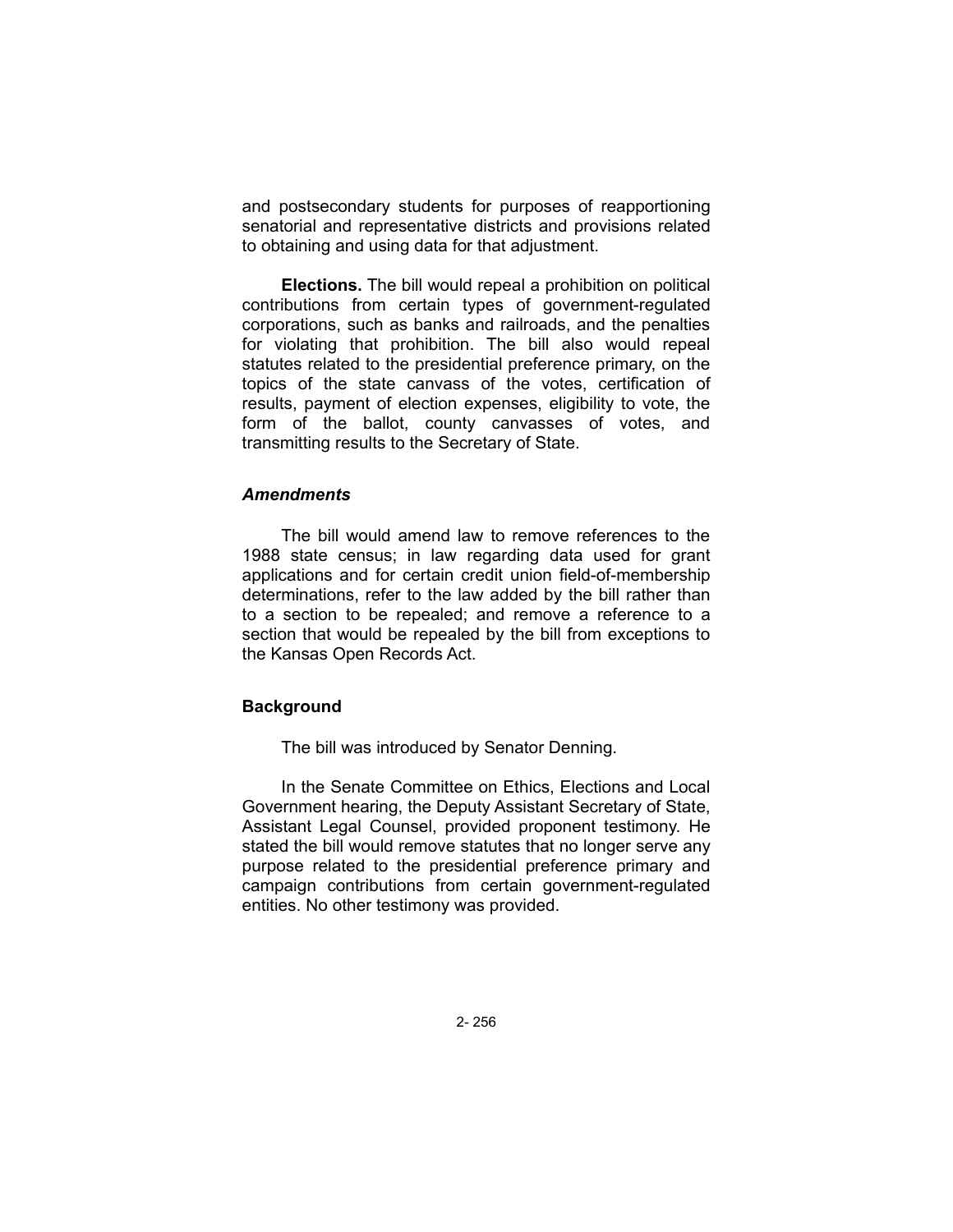and postsecondary students for purposes of reapportioning senatorial and representative districts and provisions related to obtaining and using data for that adjustment.

**Elections.** The bill would repeal a prohibition on political contributions from certain types of government-regulated corporations, such as banks and railroads, and the penalties for violating that prohibition. The bill also would repeal statutes related to the presidential preference primary, on the topics of the state canvass of the votes, certification of results, payment of election expenses, eligibility to vote, the form of the ballot, county canvasses of votes, and transmitting results to the Secretary of State.

### *Amendments*

The bill would amend law to remove references to the 1988 state census; in law regarding data used for grant applications and for certain credit union field-of-membership determinations, refer to the law added by the bill rather than to a section to be repealed; and remove a reference to a section that would be repealed by the bill from exceptions to the Kansas Open Records Act.

## **Background**

The bill was introduced by Senator Denning.

In the Senate Committee on Ethics, Elections and Local Government hearing, the Deputy Assistant Secretary of State, Assistant Legal Counsel, provided proponent testimony. He stated the bill would remove statutes that no longer serve any purpose related to the presidential preference primary and campaign contributions from certain government-regulated entities. No other testimony was provided.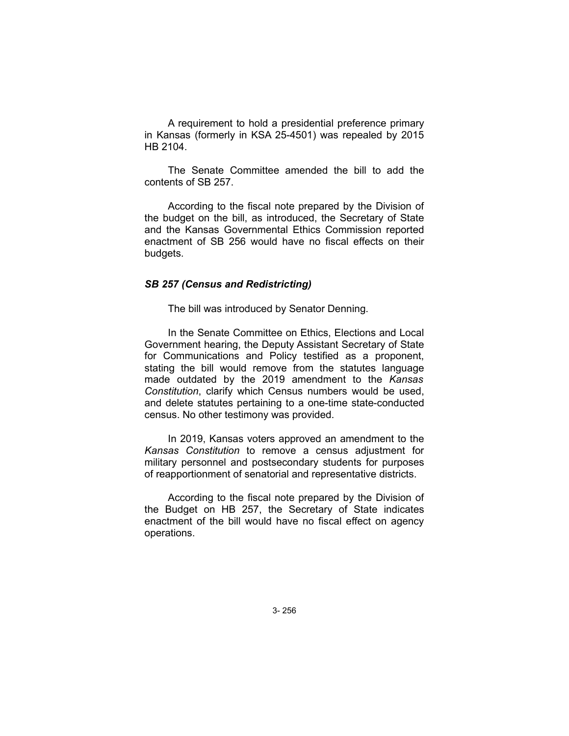A requirement to hold a presidential preference primary in Kansas (formerly in KSA 25-4501) was repealed by 2015 HB 2104.

The Senate Committee amended the bill to add the contents of SB 257.

According to the fiscal note prepared by the Division of the budget on the bill, as introduced, the Secretary of State and the Kansas Governmental Ethics Commission reported enactment of SB 256 would have no fiscal effects on their budgets.

### *SB 257 (Census and Redistricting)*

The bill was introduced by Senator Denning.

In the Senate Committee on Ethics, Elections and Local Government hearing, the Deputy Assistant Secretary of State for Communications and Policy testified as a proponent, stating the bill would remove from the statutes language made outdated by the 2019 amendment to the *Kansas Constitution*, clarify which Census numbers would be used, and delete statutes pertaining to a one-time state-conducted census. No other testimony was provided.

In 2019, Kansas voters approved an amendment to the *Kansas Constitution* to remove a census adjustment for military personnel and postsecondary students for purposes of reapportionment of senatorial and representative districts.

According to the fiscal note prepared by the Division of the Budget on HB 257, the Secretary of State indicates enactment of the bill would have no fiscal effect on agency operations.